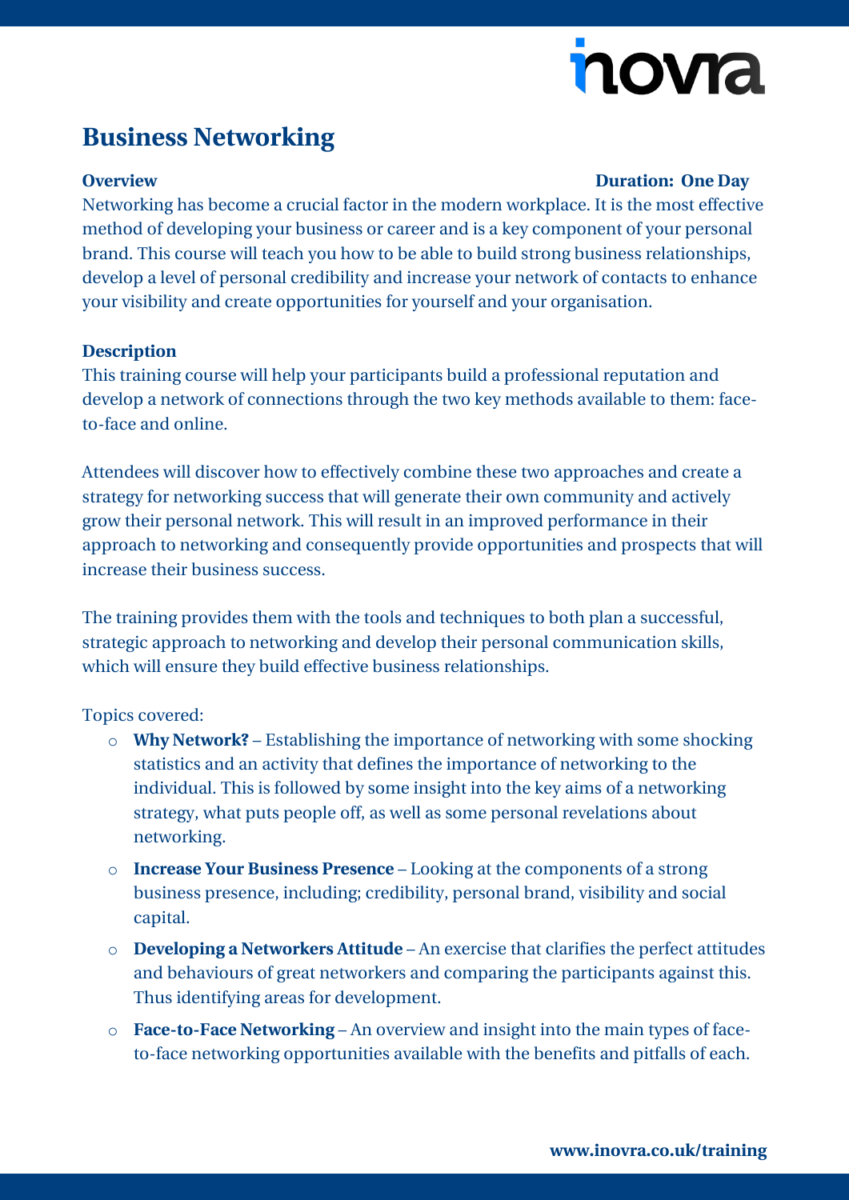# Business Networking

**Overview** **Duration: One Day**

Networking has become a crucial factor in the modern workplace. It is the most effective method of developing your business or career and is a key component of your personal brand. This course will teach you how to be able to build strong business relationships, develop a level of personal credibility and increase your network of contacts to enhance your visibility and create opportunities for yourself and your organisation.

**Description**

This training course will help your participants build a professional reputation and develop a network of connections through the two key methods available to them: face-to-face and online.

Attendees will discover how to effectively combine these two approaches and create a strategy for networking success that will generate their own community and actively grow their personal network. This will result in an improved performance in their approach to networking and consequently provide opportunities and prospects that will increase their business success.

The training provides them with the tools and techniques to both plan a successful, strategic approach to networking and develop their personal communication skills, which will ensure they build effective business relationships.

Topics covered:

- **Why Network?** – Establishing the importance of networking with some shocking statistics and an activity that defines the importance of networking to the individual. This is followed by some insight into the key aims of a networking strategy, what puts people off, as well as some personal revelations about networking.
- **Increase Your Business Presence** – Looking at the components of a strong business presence, including; credibility, personal brand, visibility and social capital.
- **Developing a Networkers Attitude** – An exercise that clarifies the perfect attitudes and behaviours of great networkers and comparing the participants against this. Thus identifying areas for development.
- **Face-to-Face Networking** – An overview and insight into the main types of face-to-face networking opportunities available with the benefits and pitfalls of each.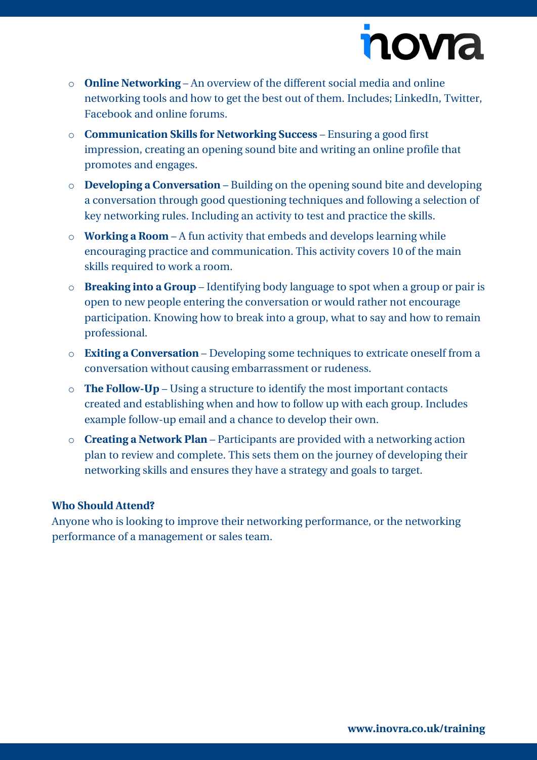- **Online Networking** – An overview of the different social media and online networking tools and how to get the best out of them. Includes; LinkedIn, Twitter, Facebook and online forums.
- **Communication Skills for Networking Success** – Ensuring a good first impression, creating an opening sound bite and writing an online profile that promotes and engages.
- **Developing a Conversation** – Building on the opening sound bite and developing a conversation through good questioning techniques and following a selection of key networking rules. Including an activity to test and practice the skills.
- **Working a Room** – A fun activity that embeds and develops learning while encouraging practice and communication. This activity covers 10 of the main skills required to work a room.
- **Breaking into a Group** – Identifying body language to spot when a group or pair is open to new people entering the conversation or would rather not encourage participation. Knowing how to break into a group, what to say and how to remain professional.
- **Exiting a Conversation** – Developing some techniques to extricate oneself from a conversation without causing embarrassment or rudeness.
- **The Follow-Up** – Using a structure to identify the most important contacts created and establishing when and how to follow up with each group. Includes example follow-up email and a chance to develop their own.
- **Creating a Network Plan** – Participants are provided with a networking action plan to review and complete. This sets them on the journey of developing their networking skills and ensures they have a strategy and goals to target.

**Who Should Attend?**

Anyone who is looking to improve their networking performance, or the networking performance of a management or sales team.

**www.inovra.co.uk/training**